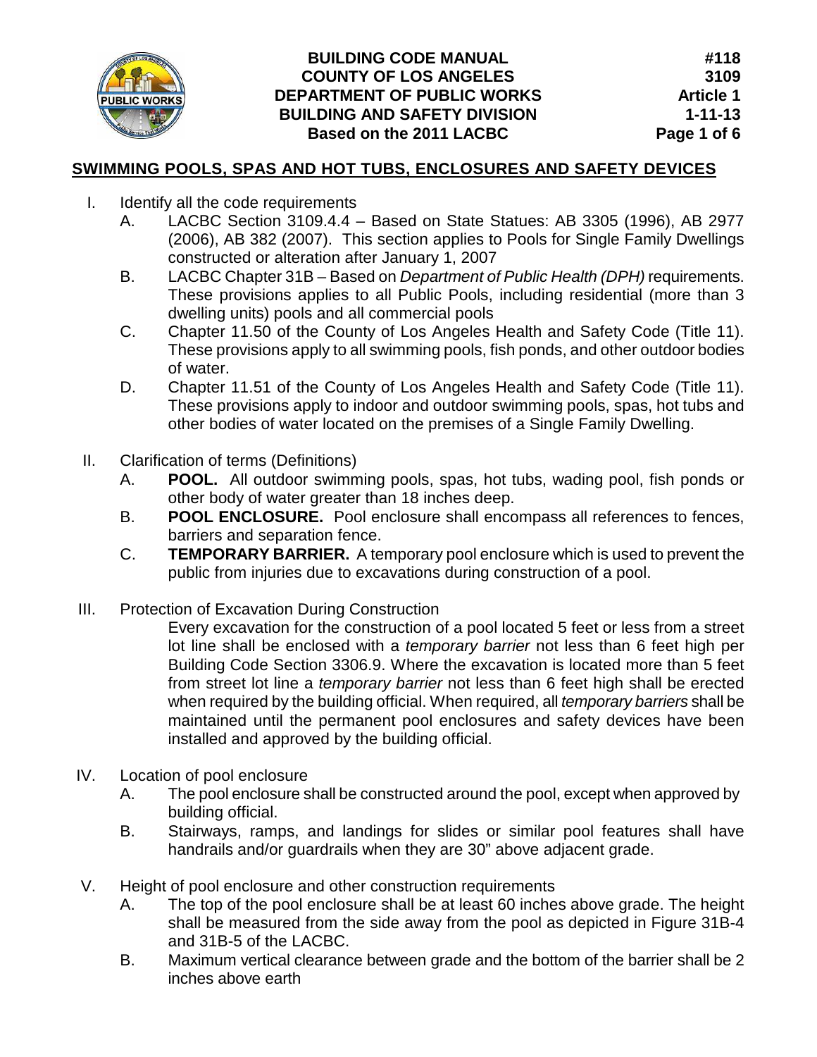BUILDING CODE MANUAL
COUNTY OF LOS ANGELES
DEPARTMENT OF PUBLIC WORKS
BUILDING AND SAFETY DIVISION
Based on the 2011 LACBC

#118
3109
Article 1
1-11-13

## SWIMMING POOLS, SPAS AND HOT TUBS, ENCLOSURES AND SAFETY DEVICES

I. Identify all the code requirements
   A. LACBC Section 3109.4.4 – Based on State Statues: AB 3305 (1996), AB 2977 (2006), AB 382 (2007). This section applies to Pools for Single Family Dwellings constructed or alteration after January 1, 2007
   B. LACBC Chapter 31B – Based on *Department of Public Health (DPH)* requirements. These provisions applies to all Public Pools, including residential (more than 3 dwelling units) pools and all commercial pools
   C. Chapter 11.50 of the County of Los Angeles Health and Safety Code (Title 11). These provisions apply to all swimming pools, fish ponds, and other outdoor bodies of water.
   D. Chapter 11.51 of the County of Los Angeles Health and Safety Code (Title 11). These provisions apply to indoor and outdoor swimming pools, spas, hot tubs and other bodies of water located on the premises of a Single Family Dwelling.

II. Clarification of terms (Definitions)
   A. **POOL.** All outdoor swimming pools, spas, hot tubs, wading pool, fish ponds or other body of water greater than 18 inches deep.
   B. **POOL ENCLOSURE.** Pool enclosure shall encompass all references to fences, barriers and separation fence.
   C. **TEMPORARY BARRIER.** A temporary pool enclosure which is used to prevent the public from injuries due to excavations during construction of a pool.

III. Protection of Excavation During Construction

   Every excavation for the construction of a pool located 5 feet or less from a street lot line shall be enclosed with a *temporary barrier* not less than 6 feet high per Building Code Section 3306.9. Where the excavation is located more than 5 feet from street lot line a *temporary barrier* not less than 6 feet high shall be erected when required by the building official. When required, all *temporary barriers* shall be maintained until the permanent pool enclosures and safety devices have been installed and approved by the building official.

IV. Location of pool enclosure
   A. The pool enclosure shall be constructed around the pool, except when approved by building official.
   B. Stairways, ramps, and landings for slides or similar pool features shall have handrails and/or guardrails when they are 30" above adjacent grade.

V. Height of pool enclosure and other construction requirements
   A. The top of the pool enclosure shall be at least 60 inches above grade. The height shall be measured from the side away from the pool as depicted in Figure 31B-4 and 31B-5 of the LACBC.
   B. Maximum vertical clearance between grade and the bottom of the barrier shall be 2 inches above earth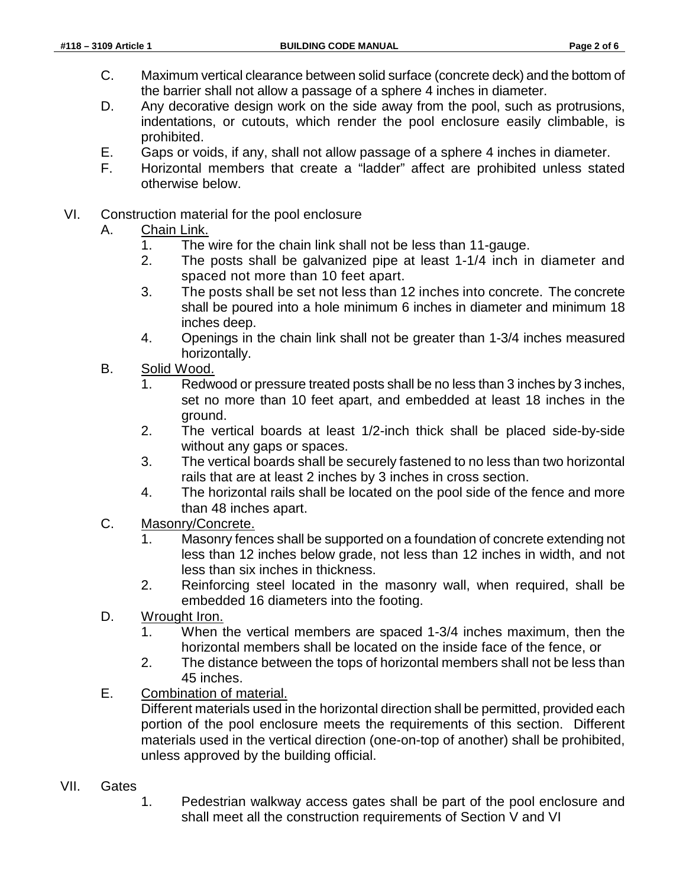C. Maximum vertical clearance between solid surface (concrete deck) and the bottom of the barrier shall not allow a passage of a sphere 4 inches in diameter.

D. Any decorative design work on the side away from the pool, such as protrusions, indentations, or cutouts, which render the pool enclosure easily climbable, is prohibited.

E. Gaps or voids, if any, shall not allow passage of a sphere 4 inches in diameter.

F. Horizontal members that create a "ladder" affect are prohibited unless stated otherwise below.

VI. Construction material for the pool enclosure

A. <u>Chain Link.</u>

1. The wire for the chain link shall not be less than 11-gauge.
2. The posts shall be galvanized pipe at least 1-1/4 inch in diameter and spaced not more than 10 feet apart.
3. The posts shall be set not less than 12 inches into concrete. The concrete shall be poured into a hole minimum 6 inches in diameter and minimum 18 inches deep.
4. Openings in the chain link shall not be greater than 1-3/4 inches measured horizontally.

B. <u>Solid Wood.</u>

1. Redwood or pressure treated posts shall be no less than 3 inches by 3 inches, set no more than 10 feet apart, and embedded at least 18 inches in the ground.
2. The vertical boards at least 1/2-inch thick shall be placed side-by-side without any gaps or spaces.
3. The vertical boards shall be securely fastened to no less than two horizontal rails that are at least 2 inches by 3 inches in cross section.
4. The horizontal rails shall be located on the pool side of the fence and more than 48 inches apart.

C. <u>Masonry/Concrete.</u>

1. Masonry fences shall be supported on a foundation of concrete extending not less than 12 inches below grade, not less than 12 inches in width, and not less than six inches in thickness.
2. Reinforcing steel located in the masonry wall, when required, shall be embedded 16 diameters into the footing.

D. <u>Wrought Iron.</u>

1. When the vertical members are spaced 1-3/4 inches maximum, then the horizontal members shall be located on the inside face of the fence, or
2. The distance between the tops of horizontal members shall not be less than 45 inches.

E. <u>Combination of material.</u>

Different materials used in the horizontal direction shall be permitted, provided each portion of the pool enclosure meets the requirements of this section. Different materials used in the vertical direction (one-on-top of another) shall be prohibited, unless approved by the building official.

VII. Gates

1. Pedestrian walkway access gates shall be part of the pool enclosure and shall meet all the construction requirements of Section V and VI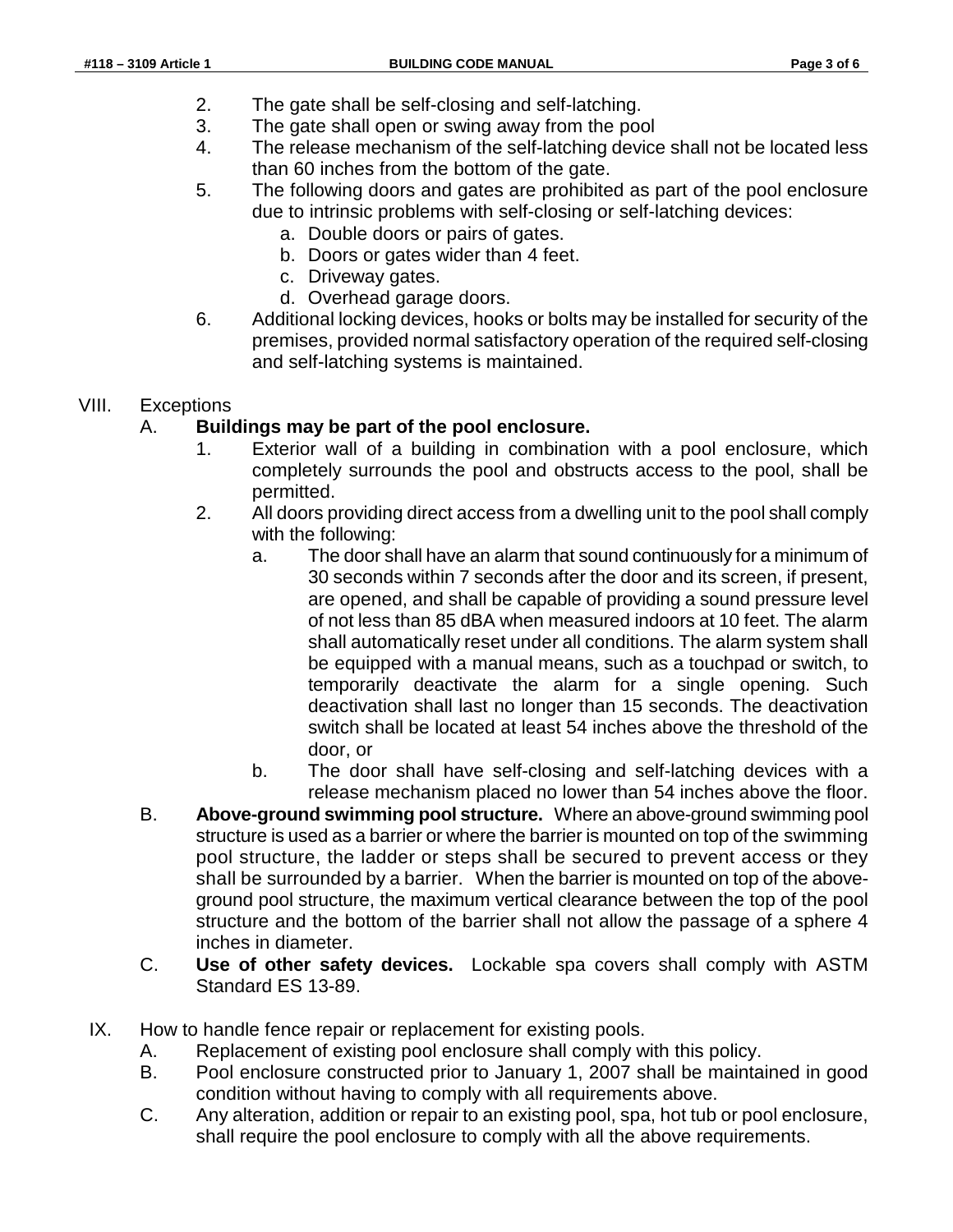2. The gate shall be self-closing and self-latching.
3. The gate shall open or swing away from the pool
4. The release mechanism of the self-latching device shall not be located less than 60 inches from the bottom of the gate.
5. The following doors and gates are prohibited as part of the pool enclosure due to intrinsic problems with self-closing or self-latching devices:
   a. Double doors or pairs of gates.
   b. Doors or gates wider than 4 feet.
   c. Driveway gates.
   d. Overhead garage doors.
6. Additional locking devices, hooks or bolts may be installed for security of the premises, provided normal satisfactory operation of the required self-closing and self-latching systems is maintained.

VIII. Exceptions

A. **Buildings may be part of the pool enclosure.**

1. Exterior wall of a building in combination with a pool enclosure, which completely surrounds the pool and obstructs access to the pool, shall be permitted.
2. All doors providing direct access from a dwelling unit to the pool shall comply with the following:
   a. The door shall have an alarm that sound continuously for a minimum of 30 seconds within 7 seconds after the door and its screen, if present, are opened, and shall be capable of providing a sound pressure level of not less than 85 dBA when measured indoors at 10 feet. The alarm shall automatically reset under all conditions. The alarm system shall be equipped with a manual means, such as a touchpad or switch, to temporarily deactivate the alarm for a single opening. Such deactivation shall last no longer than 15 seconds. The deactivation switch shall be located at least 54 inches above the threshold of the door, or
   b. The door shall have self-closing and self-latching devices with a release mechanism placed no lower than 54 inches above the floor.

B. **Above-ground swimming pool structure.** Where an above-ground swimming pool structure is used as a barrier or where the barrier is mounted on top of the swimming pool structure, the ladder or steps shall be secured to prevent access or they shall be surrounded by a barrier. When the barrier is mounted on top of the above-ground pool structure, the maximum vertical clearance between the top of the pool structure and the bottom of the barrier shall not allow the passage of a sphere 4 inches in diameter.

C. **Use of other safety devices.** Lockable spa covers shall comply with ASTM Standard ES 13-89.

IX. How to handle fence repair or replacement for existing pools.

A. Replacement of existing pool enclosure shall comply with this policy.

B. Pool enclosure constructed prior to January 1, 2007 shall be maintained in good condition without having to comply with all requirements above.

C. Any alteration, addition or repair to an existing pool, spa, hot tub or pool enclosure, shall require the pool enclosure to comply with all the above requirements.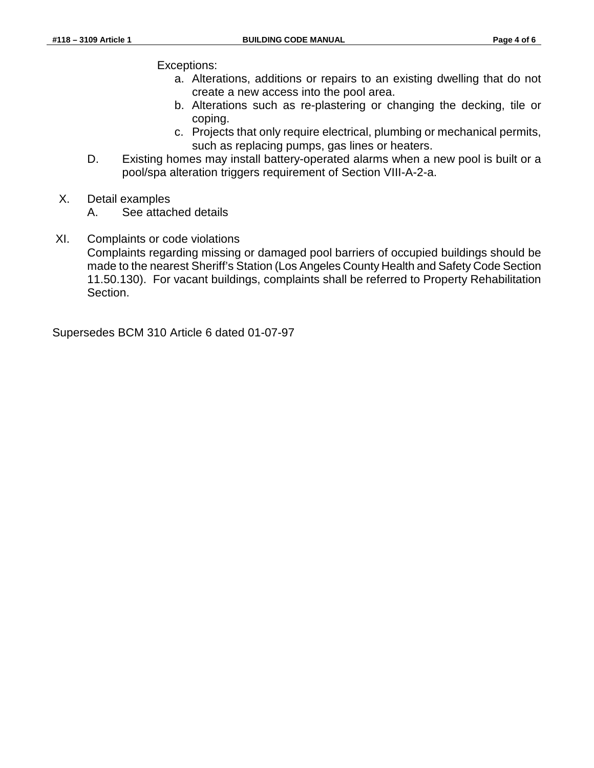Exceptions:

a. Alterations, additions or repairs to an existing dwelling that do not create a new access into the pool area.
b. Alterations such as re-plastering or changing the decking, tile or coping.
c. Projects that only require electrical, plumbing or mechanical permits, such as replacing pumps, gas lines or heaters.

D. Existing homes may install battery-operated alarms when a new pool is built or a pool/spa alteration triggers requirement of Section VIII-A-2-a.

X. Detail examples

A. See attached details

XI. Complaints or code violations

Complaints regarding missing or damaged pool barriers of occupied buildings should be made to the nearest Sheriff's Station (Los Angeles County Health and Safety Code Section 11.50.130). For vacant buildings, complaints shall be referred to Property Rehabilitation Section.

Supersedes BCM 310 Article 6 dated 01-07-97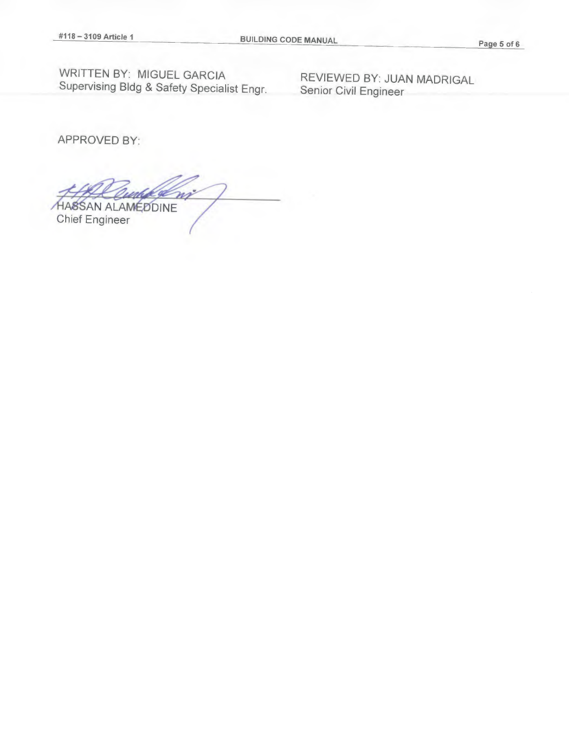WRITTEN BY: MIGUEL GARCIA
Supervising Bldg & Safety Specialist Engr.

REVIEWED BY: JUAN MADRIGAL
Senior Civil Engineer

APPROVED BY:

HASSAN ALAMEDDINE
Chief Engineer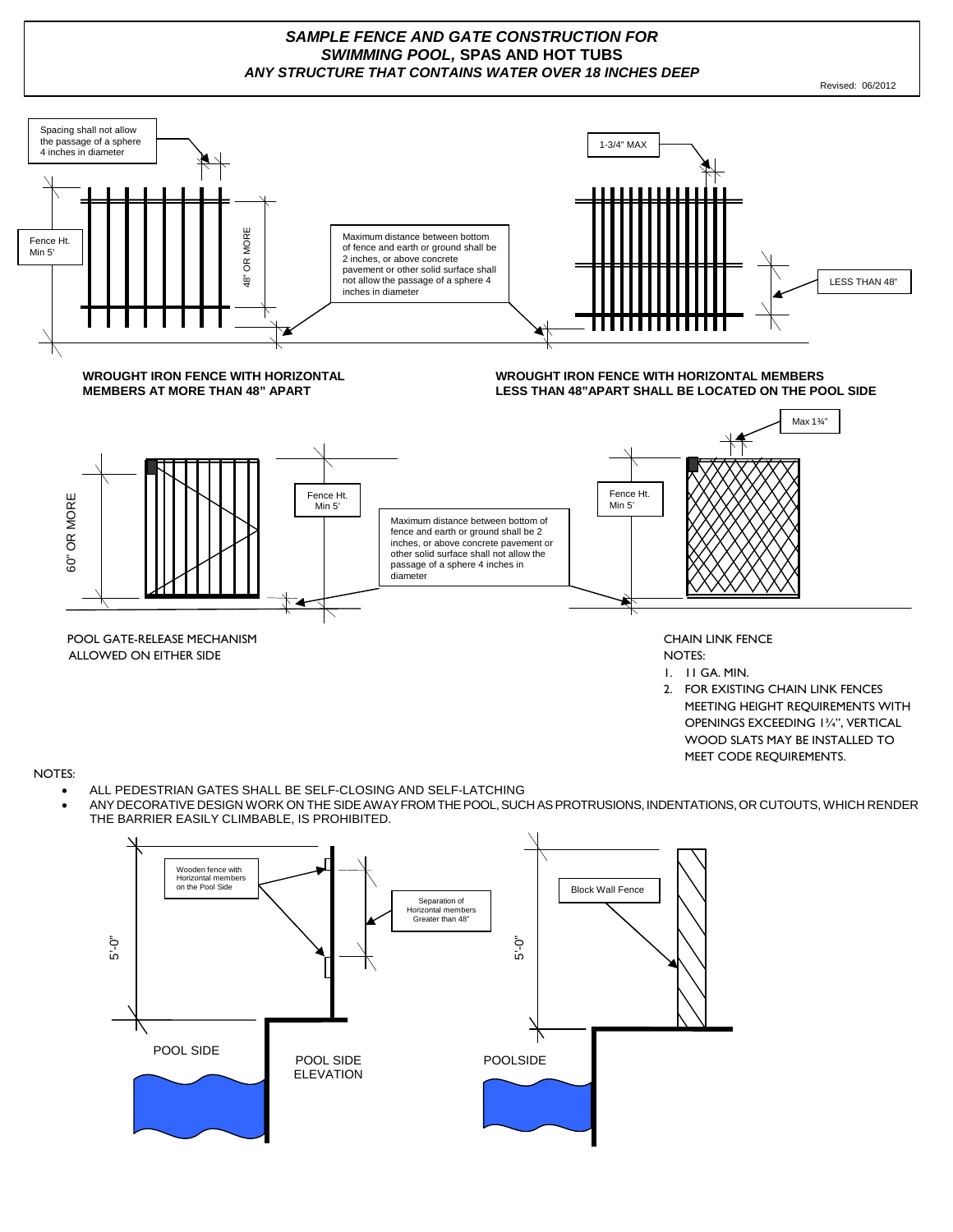# *SAMPLE FENCE AND GATE CONSTRUCTION FOR SWIMMING POOL,* SPAS AND HOT TUBS

***ANY STRUCTURE THAT CONTAINS WATER OVER 18 INCHES DEEP***

Revised: 06/2012

Spacing shall not allow the passage of a sphere 4 inches in diameter

Fence Ht. Min 5'

48" OR MORE

Maximum distance between bottom of fence and earth or ground shall be 2 inches, or above concrete pavement or other solid surface shall not allow the passage of a sphere 4 inches in diameter

1-3/4" MAX

LESS THAN 48"

**WROUGHT IRON FENCE WITH HORIZONTAL MEMBERS AT MORE THAN 48" APART**

**WROUGHT IRON FENCE WITH HORIZONTAL MEMBERS LESS THAN 48" APART SHALL BE LOCATED ON THE POOL SIDE**

60" OR MORE

Fence Ht. Min 5'

Maximum distance between bottom of fence and earth or ground shall be 2 inches, or above concrete pavement or other solid surface shall not allow the passage of a sphere 4 inches in diameter

Fence Ht. Min 5'

Max 1¾"

POOL GATE-RELEASE MECHANISM ALLOWED ON EITHER SIDE

CHAIN LINK FENCE

NOTES:

1. 11 GA. MIN.
2. FOR EXISTING CHAIN LINK FENCES MEETING HEIGHT REQUIREMENTS WITH OPENINGS EXCEEDING 1¾", VERTICAL WOOD SLATS MAY BE INSTALLED TO MEET CODE REQUIREMENTS.

NOTES:

- ALL PEDESTRIAN GATES SHALL BE SELF-CLOSING AND SELF-LATCHING
- ANY DECORATIVE DESIGN WORK ON THE SIDE AWAY FROM THE POOL, SUCH AS PROTRUSIONS, INDENTATIONS, OR CUTOUTS, WHICH RENDER THE BARRIER EASILY CLIMBABLE, IS PROHIBITED.

Wooden fence with Horizontal members on the Pool Side

Separation of Horizontal members Greater than 48"

5'-0"

POOL SIDE

POOL SIDE ELEVATION

Block Wall Fence

5'-0"

POOLSIDE